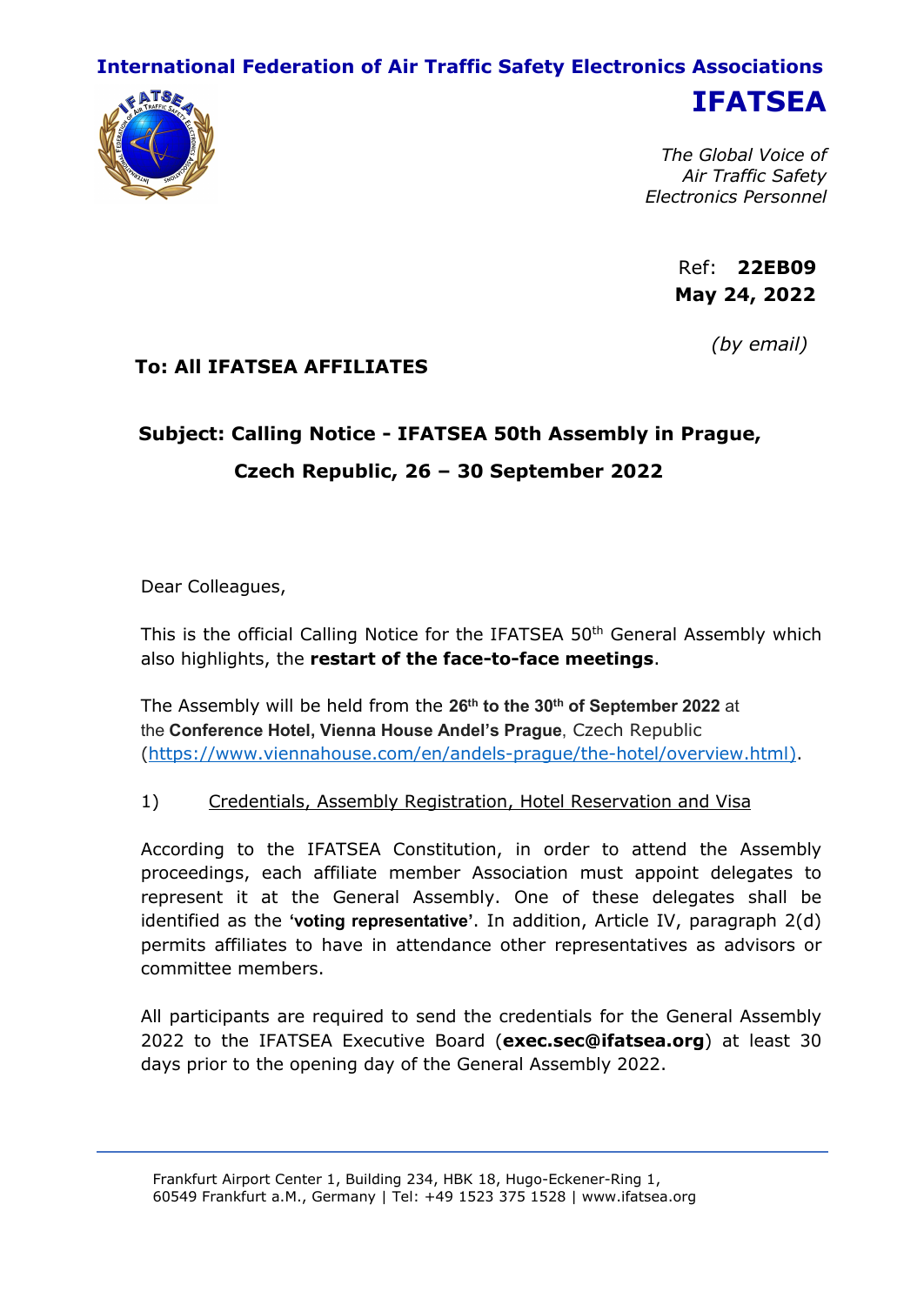**International Federation of Air Traffic Safety Electronics Associations**

# IFATSEA

*The Global Voice of Air Traffic Safety Electronics Personnel*

Ref: **22EB09**
**May 24, 2022**

*(by email)*

**To: All IFATSEA AFFILIATES**

**Subject: Calling Notice - IFATSEA 50th Assembly in Prague, Czech Republic, 26 – 30 September 2022**

Dear Colleagues,

This is the official Calling Notice for the IFATSEA 50th General Assembly which also highlights, the **restart of the face-to-face meetings**.

The Assembly will be held from the **26th to the 30th of September 2022** at the **Conference Hotel, Vienna House Andel's Prague**, Czech Republic (https://www.viennahouse.com/en/andels-prague/the-hotel/overview.html).

1) Credentials, Assembly Registration, Hotel Reservation and Visa

According to the IFATSEA Constitution, in order to attend the Assembly proceedings, each affiliate member Association must appoint delegates to represent it at the General Assembly. One of these delegates shall be identified as the **'voting representative'**. In addition, Article IV, paragraph 2(d) permits affiliates to have in attendance other representatives as advisors or committee members.

All participants are required to send the credentials for the General Assembly 2022 to the IFATSEA Executive Board (**exec.sec@ifatsea.org**) at least 30 days prior to the opening day of the General Assembly 2022.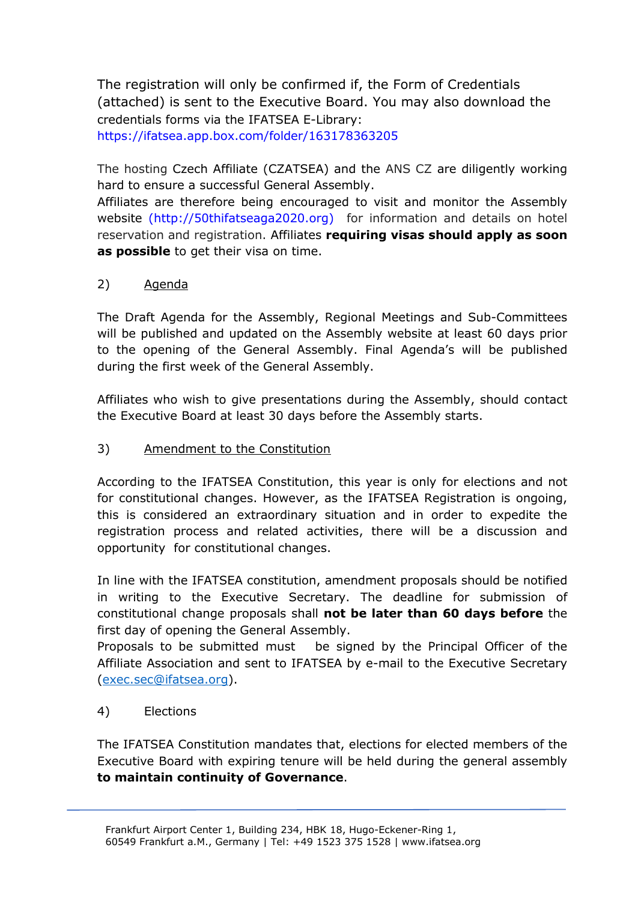The registration will only be confirmed if, the Form of Credentials (attached) is sent to the Executive Board. You may also download the credentials forms via the IFATSEA E-Library: https://ifatsea.app.box.com/folder/163178363205

The hosting Czech Affiliate (CZATSEA) and the ANS CZ are diligently working hard to ensure a successful General Assembly.
Affiliates are therefore being encouraged to visit and monitor the Assembly website (http://50thifatseaga2020.org) for information and details on hotel reservation and registration. Affiliates **requiring visas should apply as soon as possible** to get their visa on time.

2) <u>Agenda</u>

The Draft Agenda for the Assembly, Regional Meetings and Sub-Committees will be published and updated on the Assembly website at least 60 days prior to the opening of the General Assembly. Final Agenda's will be published during the first week of the General Assembly.

Affiliates who wish to give presentations during the Assembly, should contact the Executive Board at least 30 days before the Assembly starts.

3) <u>Amendment to the Constitution</u>

According to the IFATSEA Constitution, this year is only for elections and not for constitutional changes. However, as the IFATSEA Registration is ongoing, this is considered an extraordinary situation and in order to expedite the registration process and related activities, there will be a discussion and opportunity for constitutional changes.

In line with the IFATSEA constitution, amendment proposals should be notified in writing to the Executive Secretary. The deadline for submission of constitutional change proposals shall **not be later than 60 days before** the first day of opening the General Assembly.
Proposals to be submitted must be signed by the Principal Officer of the Affiliate Association and sent to IFATSEA by e-mail to the Executive Secretary (exec.sec@ifatsea.org).

4) Elections

The IFATSEA Constitution mandates that, elections for elected members of the Executive Board with expiring tenure will be held during the general assembly **to maintain continuity of Governance**.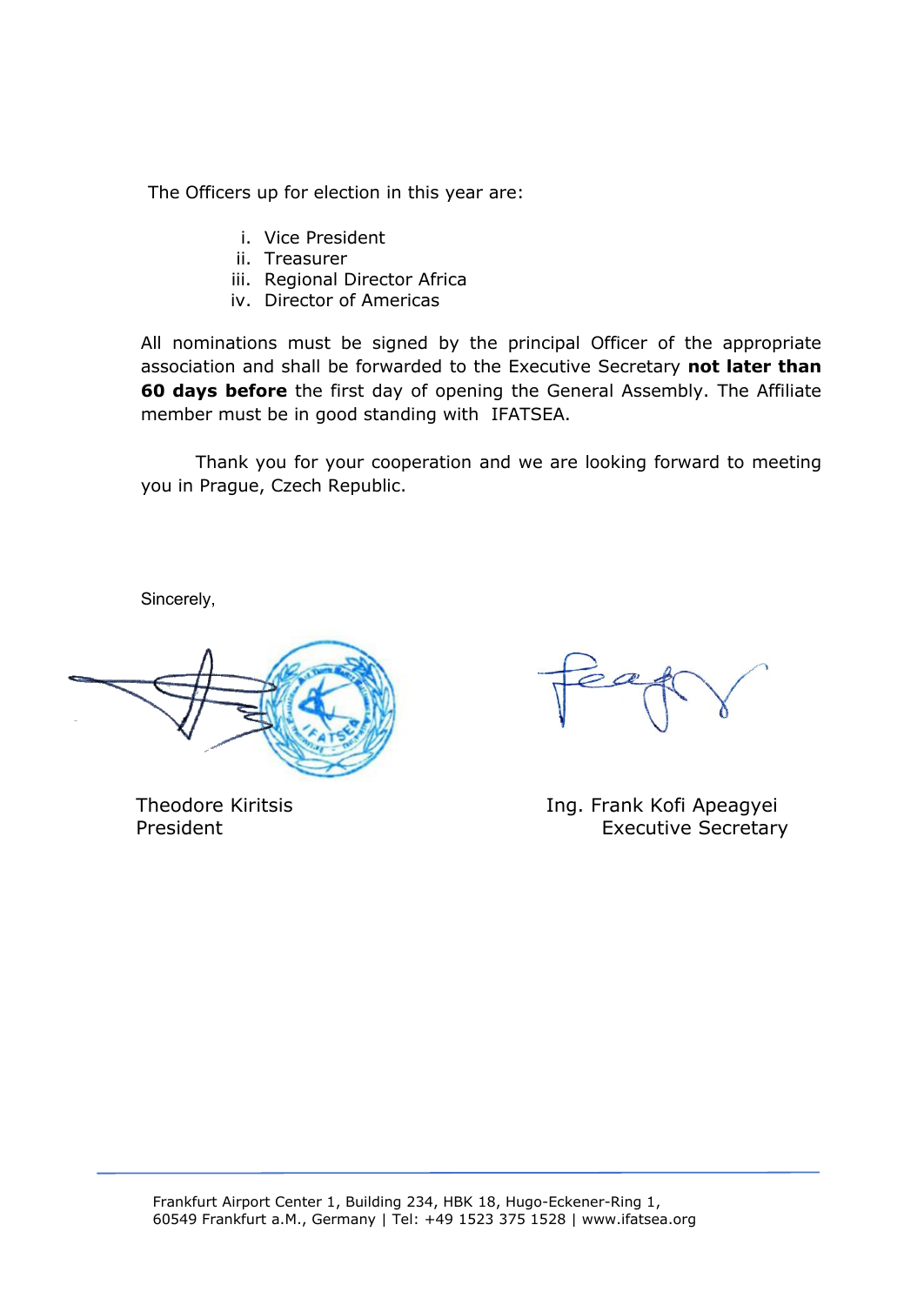The Officers up for election in this year are:

i. Vice President
ii. Treasurer
iii. Regional Director Africa
iv. Director of Americas

All nominations must be signed by the principal Officer of the appropriate association and shall be forwarded to the Executive Secretary **not later than 60 days before** the first day of opening the General Assembly. The Affiliate member must be in good standing with IFATSEA.

Thank you for your cooperation and we are looking forward to meeting you in Prague, Czech Republic.

Sincerely,

Theodore Kiritsis
President

Ing. Frank Kofi Apeagyei
Executive Secretary

Frankfurt Airport Center 1, Building 234, HBK 18, Hugo-Eckener-Ring 1,
60549 Frankfurt a.M., Germany | Tel: +49 1523 375 1528 | www.ifatsea.org